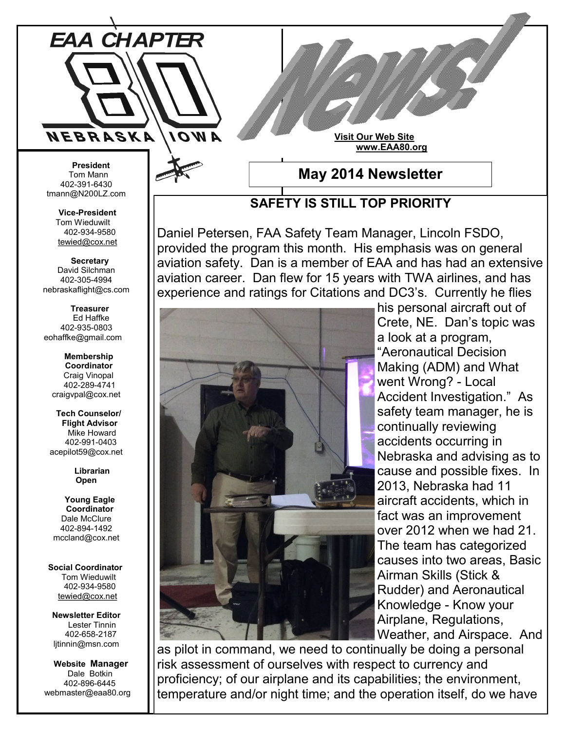# EAA CHAPTER 80

NEBRASKA IOWA

# News!

**Visit Our Web Site**
**www.EAA80.org**

## May 2014 Newsletter

**President**
Tom Mann
402-391-6430
tmann@N200LZ.com

**Vice-President**
Tom Wieduwilt
402-934-9580
tewied@cox.net

**Secretary**
David Silchman
402-305-4994
nebraskaflight@cs.com

**Treasurer**
Ed Haffke
402-935-0803
eohaffke@gmail.com

**Membership Coordinator**
Craig Vinopal
402-289-4741
craigvpal@cox.net

**Tech Counselor/ Flight Advisor**
Mike Howard
402-991-0403
acepilot59@cox.net

**Librarian**
**Open**

**Young Eagle Coordinator**
Dale McClure
402-894-1492
mccland@cox.net

**Social Coordinator**
Tom Wieduwilt
402-934-9580
tewied@cox.net

**Newsletter Editor**
Lester Tinnin
402-658-2187
ljtinnin@msn.com

**Website Manager**
Dale Botkin
402-896-6445
webmaster@eaa80.org

### SAFETY IS STILL TOP PRIORITY

Daniel Petersen, FAA Safety Team Manager, Lincoln FSDO, provided the program this month. His emphasis was on general aviation safety. Dan is a member of EAA and has had an extensive aviation career. Dan flew for 15 years with TWA airlines, and has experience and ratings for Citations and DC3's. Currently he flies his personal aircraft out of Crete, NE. Dan's topic was a look at a program, "Aeronautical Decision Making (ADM) and What went Wrong? - Local Accident Investigation." As safety team manager, he is continually reviewing accidents occurring in Nebraska and advising as to cause and possible fixes. In 2013, Nebraska had 11 aircraft accidents, which in fact was an improvement over 2012 when we had 21. The team has categorized causes into two areas, Basic Airman Skills (Stick & Rudder) and Aeronautical Knowledge - Know your Airplane, Regulations, Weather, and Airspace. And as pilot in command, we need to continually be doing a personal risk assessment of ourselves with respect to currency and proficiency; of our airplane and its capabilities; the environment, temperature and/or night time; and the operation itself, do we have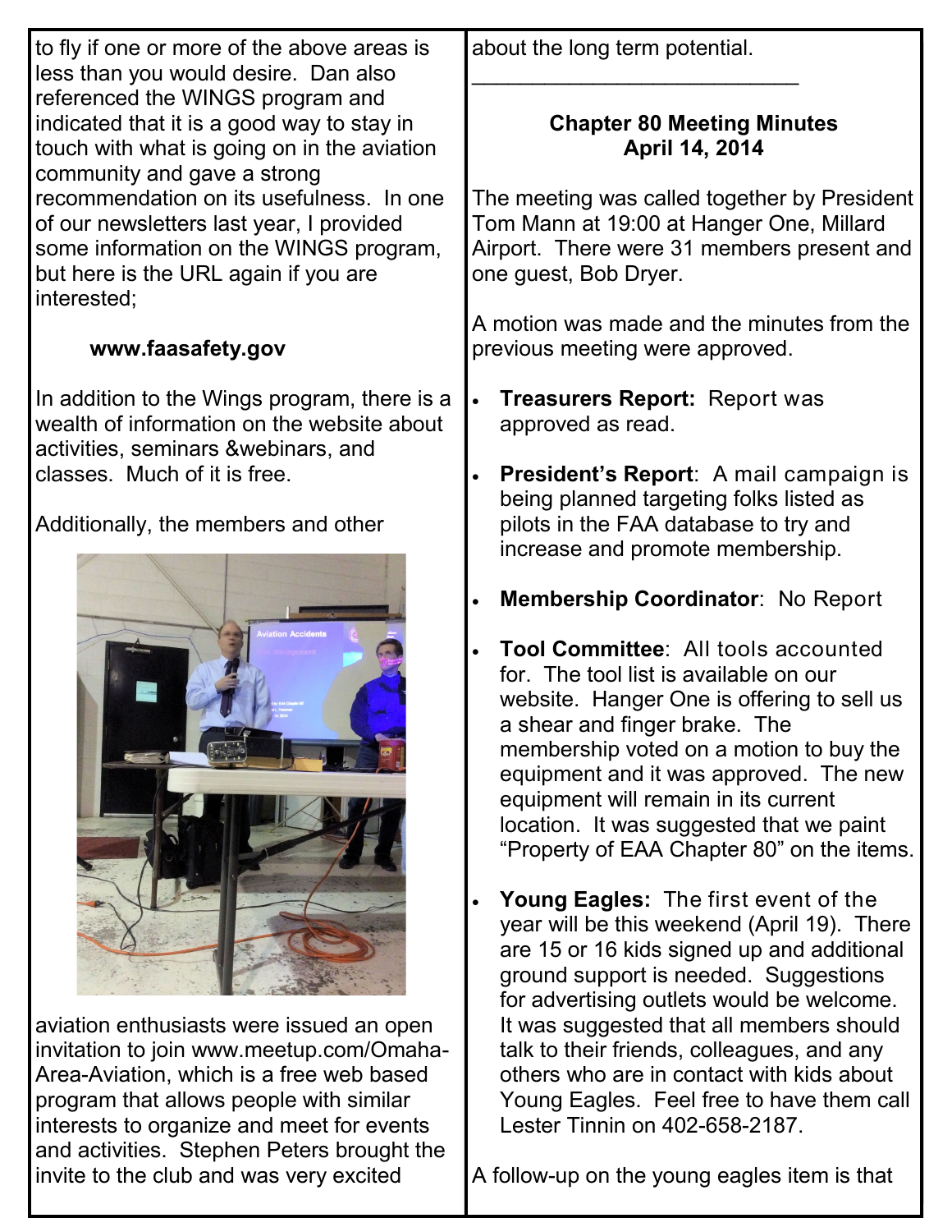to fly if one or more of the above areas is less than you would desire. Dan also referenced the WINGS program and indicated that it is a good way to stay in touch with what is going on in the aviation community and gave a strong recommendation on its usefulness. In one of our newsletters last year, I provided some information on the WINGS program, but here is the URL again if you are interested;

**www.faasafety.gov**

In addition to the Wings program, there is a wealth of information on the website about activities, seminars &webinars, and classes. Much of it is free.

Additionally, the members and other aviation enthusiasts were issued an open invitation to join www.meetup.com/Omaha-Area-Aviation, which is a free web based program that allows people with similar interests to organize and meet for events and activities. Stephen Peters brought the invite to the club and was very excited about the long term potential.

---

## Chapter 80 Meeting Minutes
## April 14, 2014

The meeting was called together by President Tom Mann at 19:00 at Hanger One, Millard Airport. There were 31 members present and one guest, Bob Dryer.

A motion was made and the minutes from the previous meeting were approved.

- **Treasurers Report:** Report was approved as read.
- **President's Report**: A mail campaign is being planned targeting folks listed as pilots in the FAA database to try and increase and promote membership.
- **Membership Coordinator**: No Report
- **Tool Committee**: All tools accounted for. The tool list is available on our website. Hanger One is offering to sell us a shear and finger brake. The membership voted on a motion to buy the equipment and it was approved. The new equipment will remain in its current location. It was suggested that we paint "Property of EAA Chapter 80" on the items.
- **Young Eagles:** The first event of the year will be this weekend (April 19). There are 15 or 16 kids signed up and additional ground support is needed. Suggestions for advertising outlets would be welcome. It was suggested that all members should talk to their friends, colleagues, and any others who are in contact with kids about Young Eagles. Feel free to have them call Lester Tinnin on 402-658-2187.

A follow-up on the young eagles item is that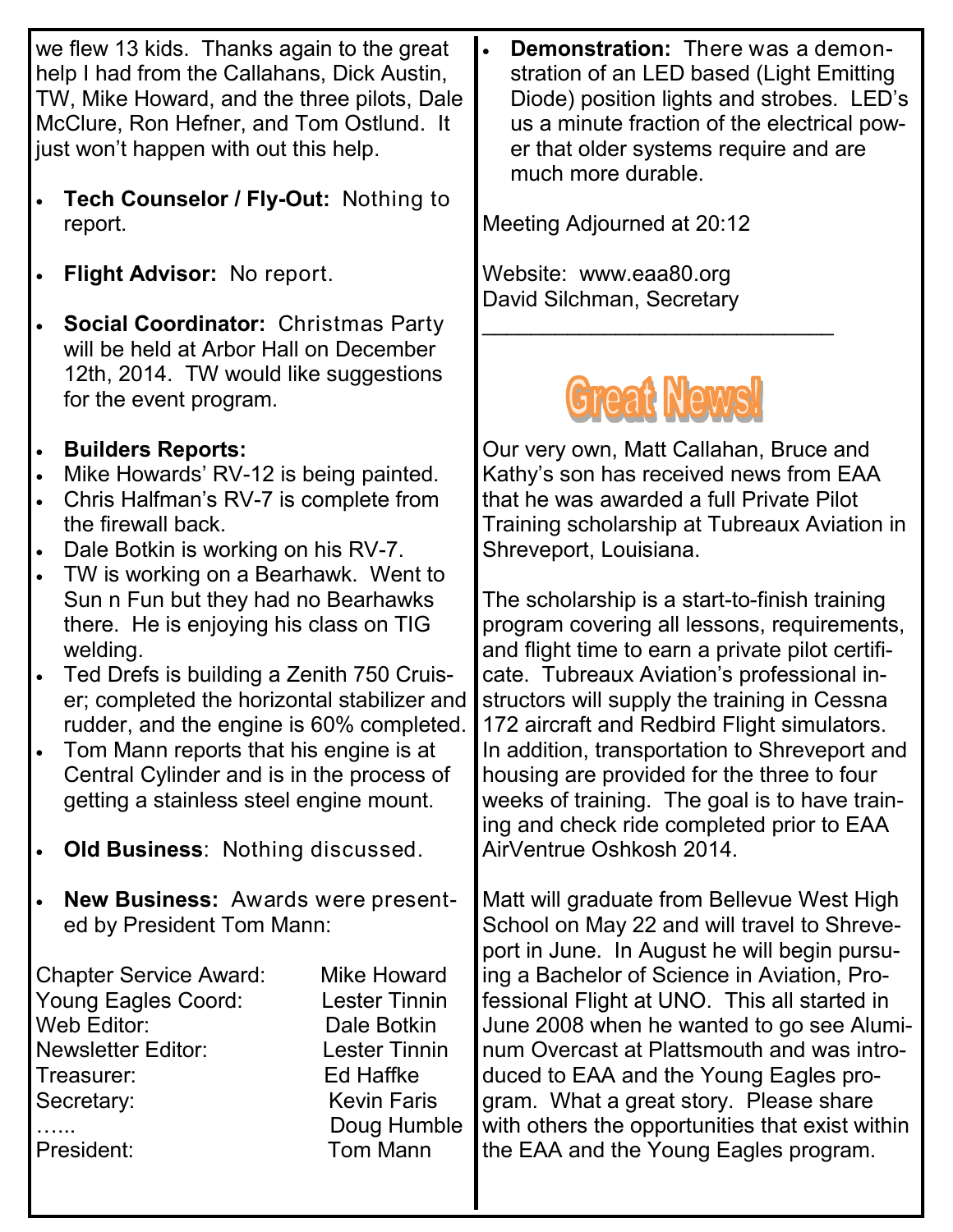we flew 13 kids. Thanks again to the great help I had from the Callahans, Dick Austin, TW, Mike Howard, and the three pilots, Dale McClure, Ron Hefner, and Tom Ostlund. It just won't happen with out this help.

- **Tech Counselor / Fly-Out:** Nothing to report.

- **Flight Advisor:** No report.

- **Social Coordinator:** Christmas Party will be held at Arbor Hall on December 12th, 2014. TW would like suggestions for the event program.

- **Builders Reports:**
- Mike Howards' RV-12 is being painted.
- Chris Halfman's RV-7 is complete from the firewall back.
- Dale Botkin is working on his RV-7.
- TW is working on a Bearhawk. Went to Sun n Fun but they had no Bearhawks there. He is enjoying his class on TIG welding.
- Ted Drefs is building a Zenith 750 Cruiser; completed the horizontal stabilizer and rudder, and the engine is 60% completed.
- Tom Mann reports that his engine is at Central Cylinder and is in the process of getting a stainless steel engine mount.

- **Old Business**: Nothing discussed.

- **New Business:** Awards were presented by President Tom Mann:

| | |
|---|---|
| Chapter Service Award: | Mike Howard |
| Young Eagles Coord: | Lester Tinnin |
| Web Editor: | Dale Botkin |
| Newsletter Editor: | Lester Tinnin |
| Treasurer: | Ed Haffke |
| Secretary: | Kevin Faris |
| …... | Doug Humble |
| President: | Tom Mann |

- **Demonstration:** There was a demonstration of an LED based (Light Emitting Diode) position lights and strobes. LED's us a minute fraction of the electrical power that older systems require and are much more durable.

Meeting Adjourned at 20:12

Website: www.eaa80.org
David Silchman, Secretary

______________________________

## Great News!

Our very own, Matt Callahan, Bruce and Kathy's son has received news from EAA that he was awarded a full Private Pilot Training scholarship at Tubreaux Aviation in Shreveport, Louisiana.

The scholarship is a start-to-finish training program covering all lessons, requirements, and flight time to earn a private pilot certificate. Tubreaux Aviation's professional instructors will supply the training in Cessna 172 aircraft and Redbird Flight simulators. In addition, transportation to Shreveport and housing are provided for the three to four weeks of training. The goal is to have training and check ride completed prior to EAA AirVentrue Oshkosh 2014.

Matt will graduate from Bellevue West High School on May 22 and will travel to Shreveport in June. In August he will begin pursuing a Bachelor of Science in Aviation, Professional Flight at UNO. This all started in June 2008 when he wanted to go see Aluminum Overcast at Plattsmouth and was introduced to EAA and the Young Eagles program. What a great story. Please share with others the opportunities that exist within the EAA and the Young Eagles program.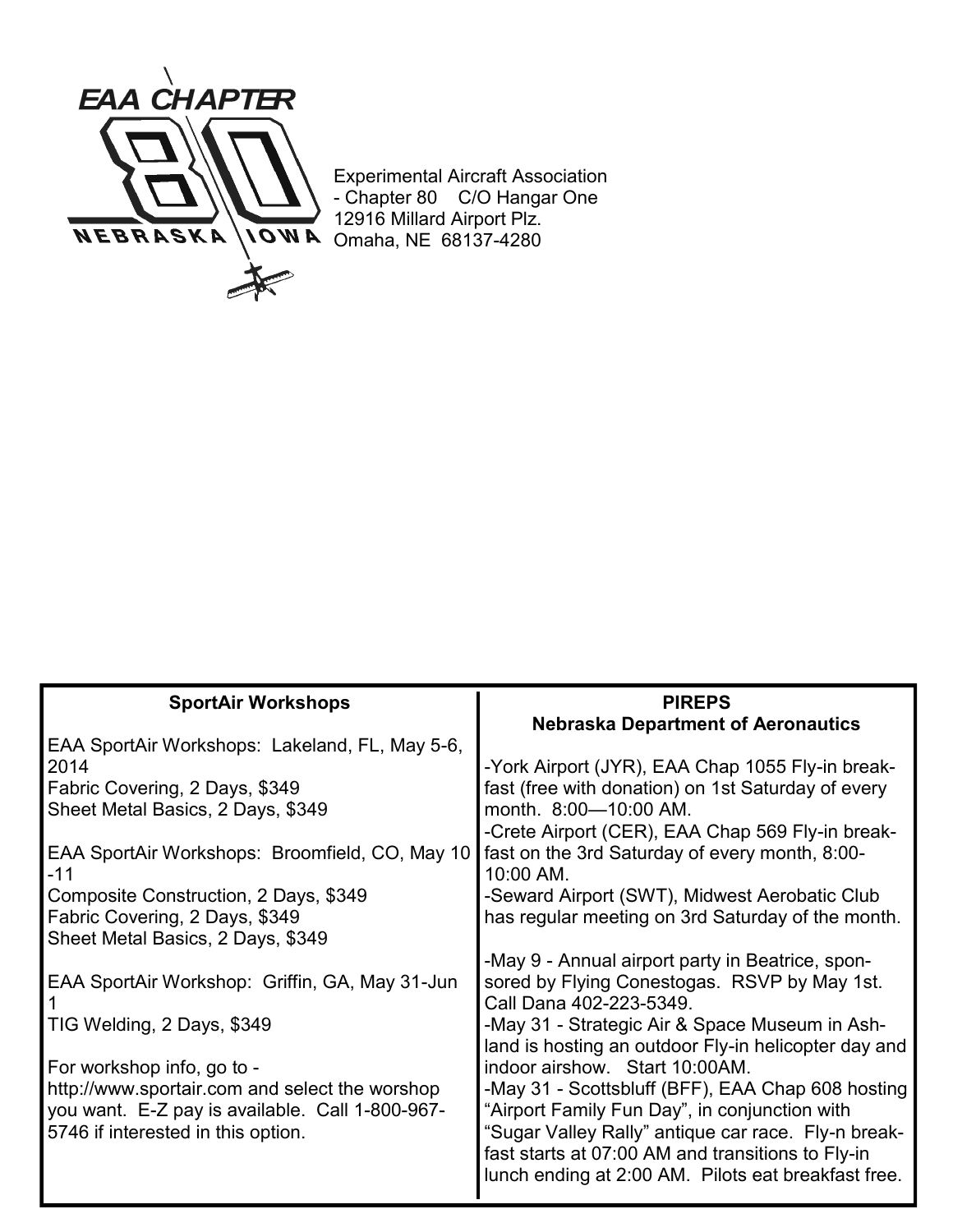EAA CHAPTER 80

NEBRASKA IOWA

Experimental Aircraft Association
- Chapter 80 C/O Hangar One
12916 Millard Airport Plz.
Omaha, NE 68137-4280

**SportAir Workshops**

EAA SportAir Workshops: Lakeland, FL, May 5-6, 2014
Fabric Covering, 2 Days, $349
Sheet Metal Basics, 2 Days, $349

EAA SportAir Workshops: Broomfield, CO, May 10-11
Composite Construction, 2 Days, $349
Fabric Covering, 2 Days, $349
Sheet Metal Basics, 2 Days, $349

EAA SportAir Workshop: Griffin, GA, May 31-Jun 1
TIG Welding, 2 Days, $349

For workshop info, go to - http://www.sportair.com and select the worshop you want. E-Z pay is available. Call 1-800-967-5746 if interested in this option.

**PIREPS**
**Nebraska Department of Aeronautics**

-York Airport (JYR), EAA Chap 1055 Fly-in breakfast (free with donation) on 1st Saturday of every month. 8:00—10:00 AM.
-Crete Airport (CER), EAA Chap 569 Fly-in breakfast on the 3rd Saturday of every month, 8:00-10:00 AM.
-Seward Airport (SWT), Midwest Aerobatic Club has regular meeting on 3rd Saturday of the month.

-May 9 - Annual airport party in Beatrice, sponsored by Flying Conestogas. RSVP by May 1st. Call Dana 402-223-5349.
-May 31 - Strategic Air & Space Museum in Ashland is hosting an outdoor Fly-in helicopter day and indoor airshow. Start 10:00AM.
-May 31 - Scottsbluff (BFF), EAA Chap 608 hosting "Airport Family Fun Day", in conjunction with "Sugar Valley Rally" antique car race. Fly-n breakfast starts at 07:00 AM and transitions to Fly-in lunch ending at 2:00 AM. Pilots eat breakfast free.